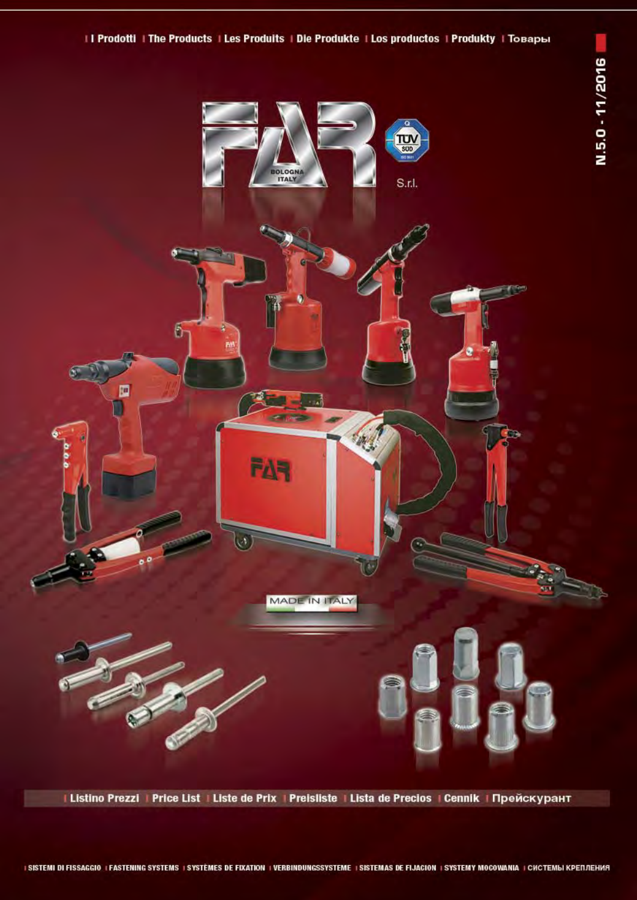I Prodotti | The Products | Les Produits | Die Produkte | Los productos | Produkty | Товары

N.5.0 - 11/2016

# FAR S.r.l.

BOLOGNA ITALY

MADE IN ITALY

## Listino Prezzi | Price List | Liste de Prix | Preisliste | Lista de Precios | Cennik | Прейскурант

SISTEMI DI FISSAGGIO | FASTENING SYSTEMS | SYSTÈMES DE FIXATION | VERBINDUNGSSYSTEME | SISTEMAS DE FIJACION | SYSTEMY MOCOWANIA | СИСТЕМЫ КРЕПЛЕНИЯ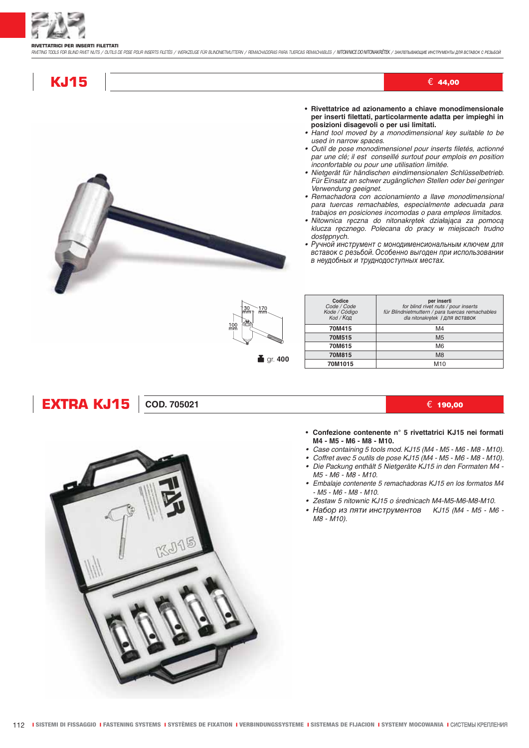**RIVETTATRICI PER INSERTI FILETTATI**

*RIVETING TOOLS FOR BLIND RIVET NUTS / OUTILS DE POSE POUR INSERTS FILETÉS / WERKZEUGE FÜR BLINDNIETMUTTERN / REMACHADORAS PARA TUERCAS REMACHABLES / NITOWNICE DO NITONAKRĘTEK / ЗАКЛЕПЫВАЮЩИЕ ИНСТРУМЕНТЫ ДЛЯ ВСТАВОК С РЕЗЬБОЙ*

## KJ15

€ 44,00

- **Rivettatrice ad azionamento a chiave monodimensionale per inserti filettati, particolarmente adatta per impieghi in posizioni disagevoli o per usi limitati.**
- *Hand tool moved by a monodimensional key suitable to be used in narrow spaces.*
- *Outil de pose monodimensionel pour inserts filetés, actionné par une clé; il est conseillé surtout pour emplois en position inconfortable ou pour une utilisation limitée.*
- *Nietgerät für händischen eindimensionalen Schlüsselbetrieb. Für Einsatz an schwer zugänglichen Stellen oder bei geringer Verwendung geeignet.*
- *Remachadora con accionamiento a llave monodimensional para tuercas remachables, especialmente adecuada para trabajos en posiciones incomodas o para empleos limitados.*
- *Nitownica ręczna do nitonakrętek działająca za pomocą klucza ręcznego. Polecana do pracy w miejscach trudno dostępnych.*
- *Ручной инструмент с монодименсиональным ключем для вставок с резьбой. Особенно выгоден при использовании в неудобных и труднодоступных местах.*

30 mm — 170 mm — 100 mm

gr. **400**

| **Codice** *Code / Code Kode / Código Kod / Код* | **per inserti** *for blind rivet nuts / pour inserts für Blindnietmuttern / para tuercas remachables dla nitonakrętek / для вставок* |
|---|---|
| **70M415** | M4 |
| **70M515** | M5 |
| **70M615** | M6 |
| **70M815** | M8 |
| **70M1015** | M10 |

## EXTRA KJ15

**COD. 705021**

€ 190,00

- **Confezione contenente n° 5 rivettatrici KJ15 nei formati M4 - M5 - M6 - M8 - M10.**
- *Case containing 5 tools mod. KJ15 (M4 - M5 - M6 - M8 - M10).*
- *Coffret avec 5 outils de pose KJ15 (M4 - M5 - M6 - M8 - M10).*
- *Die Packung enthält 5 Nietgeräte KJ15 in den Formaten M4 - M5 - M6 - M8 - M10.*
- *Embalaje contenente 5 remachadoras KJ15 en los formatos M4 - M5 - M6 - M8 - M10.*
- *Zestaw 5 nitownic KJ15 o średnicach M4-M5-M6-M8-M10.*
- *Набор из пяти инструментов KJ15 (M4 - M5 - M6 - M8 - M10).*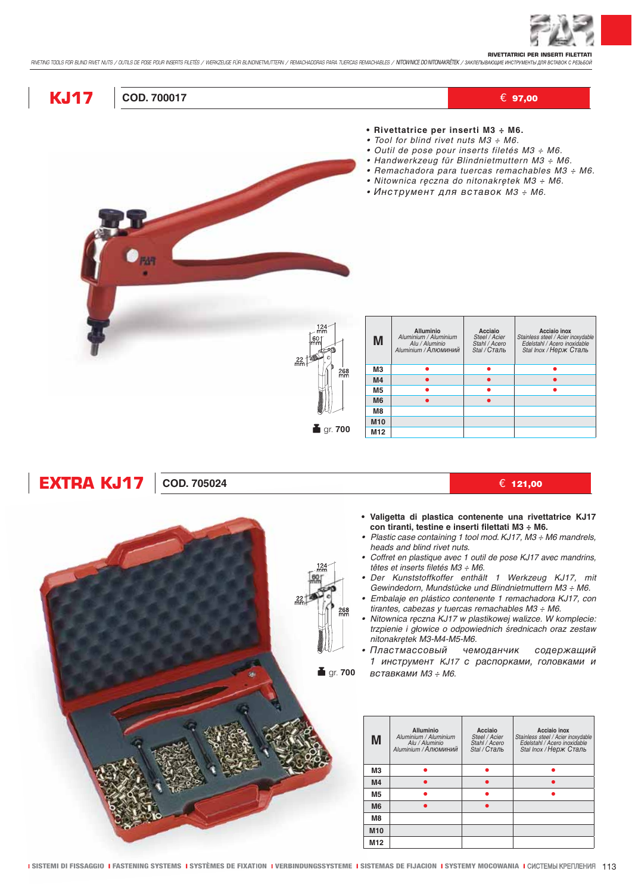## KJ17

**COD. 700017** — **€ 97,00**

- **Rivettatrice per inserti M3 ÷ M6.**
- *Tool for blind rivet nuts M3 ÷ M6.*
- *Outil de pose pour inserts filetés M3 ÷ M6.*
- *Handwerkzeug für Blindnietmuttern M3 ÷ M6.*
- *Remachadora para tuercas remachables M3 ÷ M6.*
- *Nitownica ręczna do nitonakrętek M3 ÷ M6.*
- *Инструмент для вставок M3 ÷ M6.*

124 mm, 60 mm, 22 mm, 268 mm

gr. **700**

| M | Alluminio *Aluminium / Aluminium Alu / Aluminio Aluminium / Алюминий* | Acciaio *Steel / Acier Stahl / Acero Stal / Сталь* | Acciaio inox *Stainless steel / Acier inoxydable Edelstahl / Acero inoxidable Stal Inox / Нерж Сталь* |
|---|---|---|---|
| M3 | ● | ● | ● |
| M4 | ● | ● | ● |
| M5 | ● | ● | ● |
| M6 | ● | ● | |
| M8 | | | |
| M10 | | | |
| M12 | | | |

## EXTRA KJ17

**COD. 705024** — **€ 121,00**

- **Valigetta di plastica contenente una rivettatrice KJ17 con tiranti, testine e inserti filettati M3 ÷ M6.**
- *Plastic case containing 1 tool mod. KJ17, M3 ÷ M6 mandrels, heads and blind rivet nuts.*
- *Coffret en plastique avec 1 outil de pose KJ17 avec mandrins, têtes et inserts filetés M3 ÷ M6.*
- *Der Kunststoffkoffer enthält 1 Werkzeug KJ17, mit Gewindedorn, Mundstücke und Blindnietmuttern M3 ÷ M6.*
- *Embalaje en plástico contenente 1 remachadora KJ17, con tirantes, cabezas y tuercas remachables M3 ÷ M6.*
- *Nitownica ręczna KJ17 w plastikowej walizce. W komplecie: trzpienie i głowice o odpowiednich średnicach oraz zestaw nitonakrętek M3-M4-M5-M6.*
- *Пластмассовый чемоданчик содержащий 1 инструмент KJ17 с распорками, головками и вставками M3 ÷ M6.*

124 mm, 60 mm, 22 mm, 268 mm

gr. **700**

| M | Alluminio *Aluminium / Aluminium Alu / Aluminio Aluminium / Алюминий* | Acciaio *Steel / Acier Stahl / Acero Stal / Сталь* | Acciaio inox *Stainless steel / Acier inoxydable Edelstahl / Acero inoxidable Stal Inox / Нерж Сталь* |
|---|---|---|---|
| M3 | ● | ● | ● |
| M4 | ● | ● | ● |
| M5 | ● | ● | ● |
| M6 | ● | ● | |
| M8 | | | |
| M10 | | | |
| M12 | | | |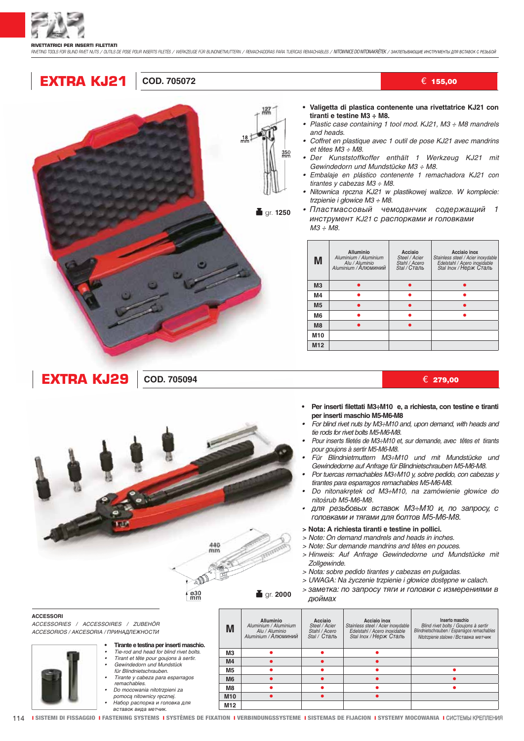**RIVETTATRICI PER INSERTI FILETTATI**

*RIVETING TOOLS FOR BLIND RIVET NUTS / OUTILS DE POSE POUR INSERTS FILETÉS / WERKZEUGE FÜR BLINDNIETMUTTERN / REMACHADORAS PARA TUERCAS REMACHABLES / NITOWNICE DO NITONAKRĘTEK / ЗАКЛЕПЫВАЮЩИЕ ИНСТРУМЕНТЫ ДЛЯ ВСТАВОК С РЕЗЬБОЙ*

## EXTRA KJ21

**COD. 705072** — € 155,00

127 mm · 18 mm · 350 mm

gr. 1250

- **Valigetta di plastica contenente una rivettatrice KJ21 con tiranti e testine M3 ÷ M8.**
- *Plastic case containing 1 tool mod. KJ21, M3 ÷ M8 mandrels and heads.*
- *Coffret en plastique avec 1 outil de pose KJ21 avec mandrins et têtes M3 ÷ M8.*
- *Der Kunststoffkoffer enthält 1 Werkzeug KJ21 mit Gewindedorn und Mundstücke M3 ÷ M8.*
- *Embalaje en plástico contenente 1 remachadora KJ21 con tirantes y cabezas M3 ÷ M8.*
- *Nitownica ręczna KJ21 w plastikowej walizce. W komplecie: trzpienie i głowice M3 ÷ M8.*
- *Пластмассовый чемоданчик содержащий 1 инструмент KJ21 с распорками и головками M3 ÷ M8.*

| M | Alluminio *Aluminium / Aluminium Alu / Aluminio Aluminium / Алюминий* | Acciaio *Steel / Acier Stahl / Acero Stal / Сталь* | Acciaio inox *Stainless steel / Acier inoxydable Edelstahl / Acero inoxidable Stal Inox / Нерж Сталь* |
|---|---|---|---|
| M3 | ● | ● | ● |
| M4 | ● | ● | ● |
| M5 | ● | ● | ● |
| M6 | ● | ● | ● |
| M8 | ● | ● | |
| M10 | | | |
| M12 | | | |

## EXTRA KJ29

**COD. 705094** — € 279,00

440 mm · ø30 mm

gr. 2000

- **Per inserti filettati M3÷M10 e, a richiesta, con testine e tiranti per inserti maschio M5-M6-M8**
- *For blind rivet nuts by M3÷M10 and, upon demand, with heads and tie rods for rivet bolts M5-M6-M8.*
- *Pour inserts filetés de M3÷M10 et, sur demande, avec têtes et tirants pour goujons à sertir M5-M6-M8.*
- *Für Blindnietmuttern M3÷M10 und mit Mundstücke und Gewindedorne auf Anfrage für Blindnietschrauben M5-M6-M8.*
- *Por tuercas remachables M3÷M10 y, sobre pedido, con cabezas y tirantes para esparragos remachables M5-M6-M8.*
- *Do nitonakrętek od M3÷M10, na zamówienie głowice do nitośrub M5-M6-M8.*
- *для резьбовых вставок M3÷M10 и, по запросу, с головками и тягами для болтов M5-M6-M8.*

> **Nota: A richiesta tiranti e testine in pollici.**
> *Note: On demand mandrels and heads in inches.*
> *Note: Sur demande mandrins and têtes en pouces.*
> *Hinweis: Auf Anfrage Gewindedorne und Mundstücke mit Zollgewinde.*
> *Nota: sobre pedido tirantes y cabezas en pulgadas.*
> *UWAGA: Na życzenie trzpienie i głowice dostępne w calach.*
> *заметка: по запросу тяги и головки с измерениями в дюймах*

| M | Alluminio *Aluminium / Aluminium Alu / Aluminio Aluminium / Алюминий* | Acciaio *Steel / Acier Stahl / Acero Stal / Сталь* | Acciaio inox *Stainless steel / Acier inoxydable Edelstahl / Acero inoxidable Stal Inox / Нерж Сталь* | Inserto maschio *Blind rivet bolts / Goujons à sertir Blindnietschrauben / Esparragos remachables Nitotrzpienie stalowe / Вставка метчик* |
|---|---|---|---|---|
| M3 | ● | ● | ● | |
| M4 | ● | ● | ● | |
| M5 | ● | ● | ● | ● |
| M6 | ● | ● | ● | ● |
| M8 | ● | ● | ● | ● |
| M10 | ● | ● | ● | |
| M12 | | | | |

### ACCESSORI

*ACCESSORIES / ACCESSOIRES / ZUBEHÖR ACCESORIOS / AKCESORIA / ПРИНАДЛЕЖНОСТИ*

- **Tirante e testina per inserti maschio.**
- *Tie-rod and head for blind rivet bolts.*
- *Tirant et tête pour goujons à sertir.*
- *Gewindedorn und Mundstück für Blindnietschrauben.*
- *Tirante y cabeza para esparragos remachables.*
- *Do mocowania nitotrzpieni za pomocą nitownicy ręcznej.*
- *Набор распорка и головка для вставок вида метчик.*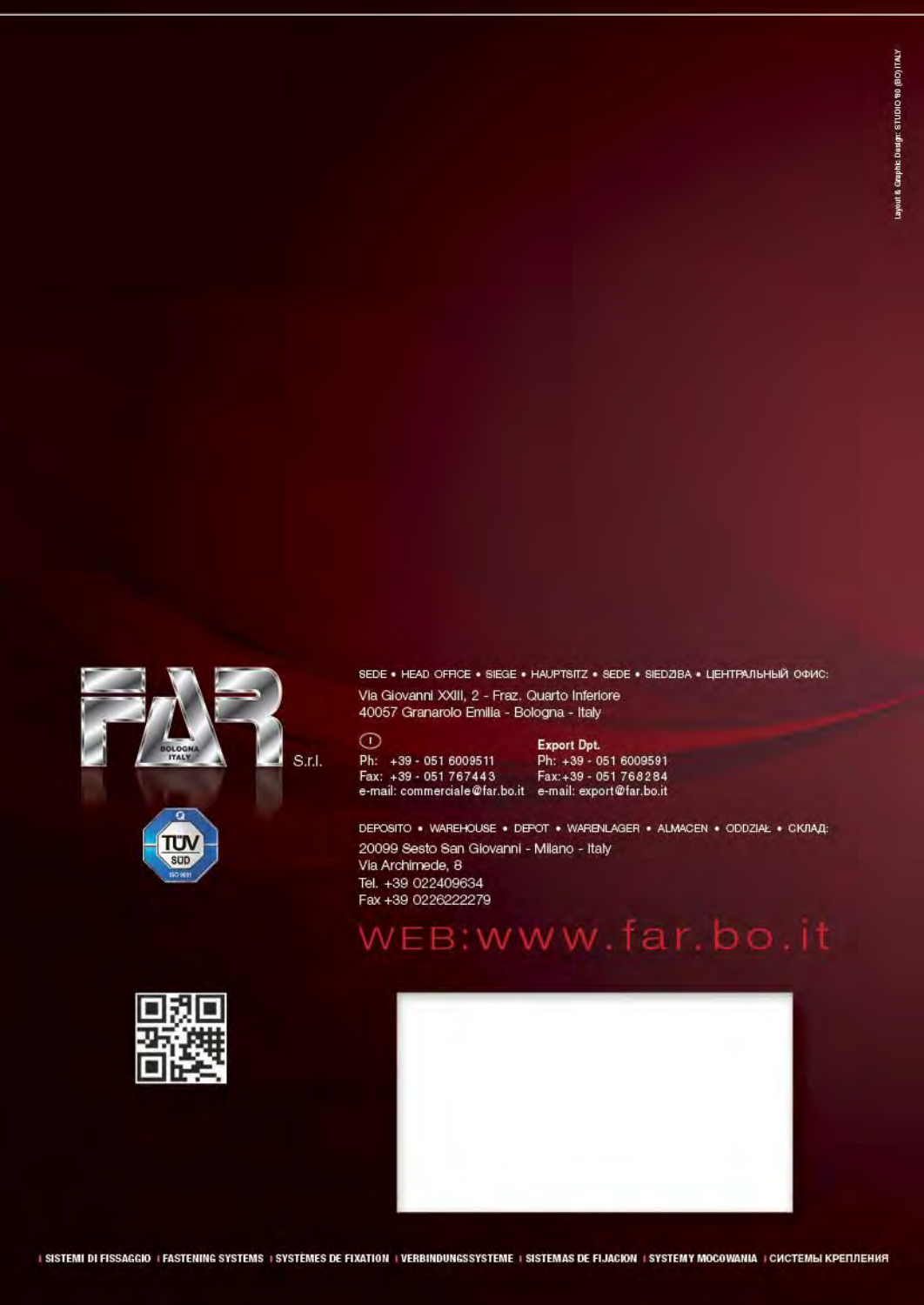Layout & Graphic Design: STUDIO '80 (BO) ITALY

FAR S.r.l.

SEDE • HEAD OFFICE • SIEGE • HAUPTSITZ • SEDE • SIEDZIBA • ЦЕНТРАЛЬНЫЙ ОФИС:

Via Giovanni XXIII, 2 - Fraz. Quarto Inferiore
40057 Granarolo Emilia - Bologna - Italy

Ph: +39 - 051 6009511
Fax: +39 - 051 767443
e-mail: commerciale@far.bo.it

**Export Dpt.**
Ph: +39 - 051 6009591
Fax:+39 - 051 768284
e-mail: export@far.bo.it

DEPOSITO • WAREHOUSE • DEPOT • WARENLAGER • ALMACEN • ODDZIAŁ • СКЛАД:

20099 Sesto San Giovanni - Milano - Italy
Via Archimede, 8
Tel. +39 022409634
Fax +39 0226222279

WEB:www.far.bo.it

SISTEMI DI FISSAGGIO | FASTENING SYSTEMS | SYSTÈMES DE FIXATION | VERBINDUNGSSYSTEME | SISTEMAS DE FIJACION | SYSTEMY MOCOWANIA | СИСТЕМЫ КРЕПЛЕНИЯ